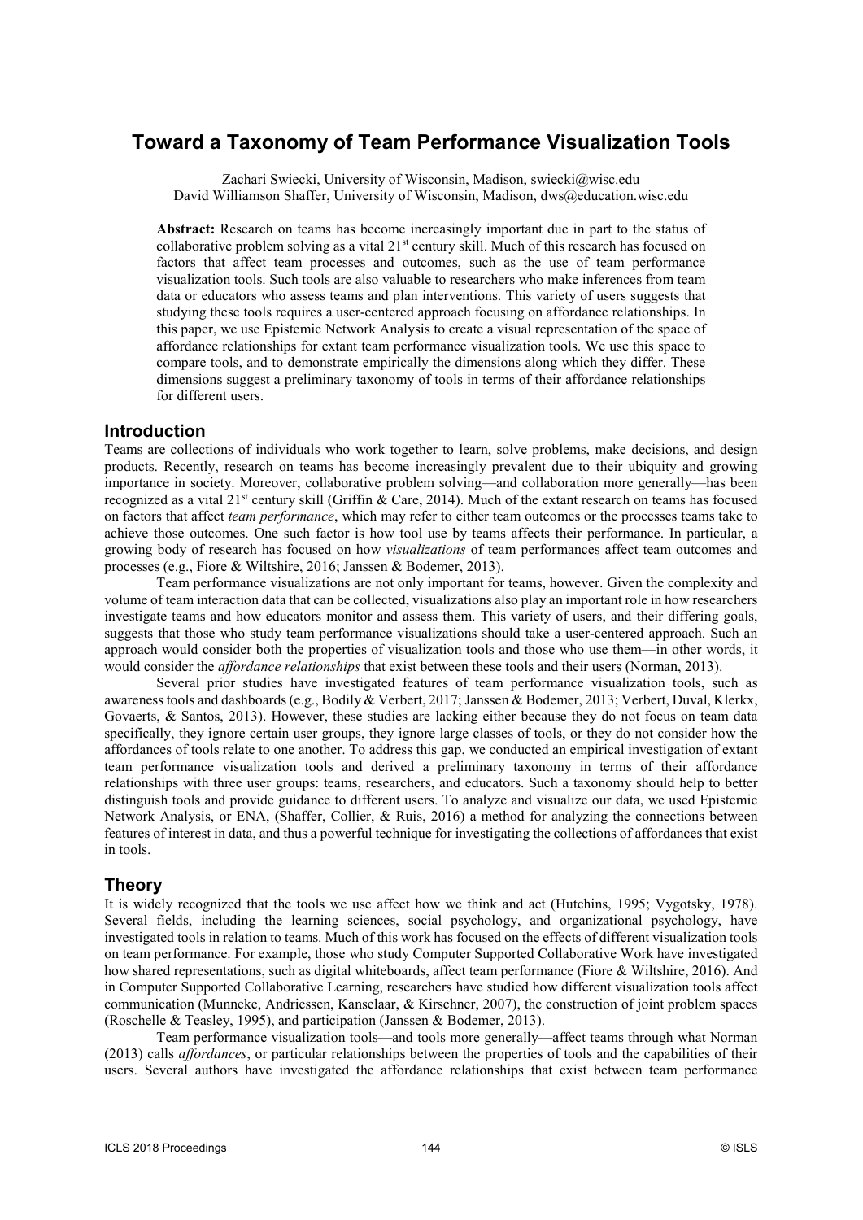# Toward a Taxonomy of Team Performance Visualization Tools

Zachari Swiecki, University of Wisconsin, Madison, swiecki@wisc.edu
David Williamson Shaffer, University of Wisconsin, Madison, dws@education.wisc.edu

**Abstract:** Research on teams has become increasingly important due in part to the status of collaborative problem solving as a vital 21st century skill. Much of this research has focused on factors that affect team processes and outcomes, such as the use of team performance visualization tools. Such tools are also valuable to researchers who make inferences from team data or educators who assess teams and plan interventions. This variety of users suggests that studying these tools requires a user-centered approach focusing on affordance relationships. In this paper, we use Epistemic Network Analysis to create a visual representation of the space of affordance relationships for extant team performance visualization tools. We use this space to compare tools, and to demonstrate empirically the dimensions along which they differ. These dimensions suggest a preliminary taxonomy of tools in terms of their affordance relationships for different users.

## Introduction

Teams are collections of individuals who work together to learn, solve problems, make decisions, and design products. Recently, research on teams has become increasingly prevalent due to their ubiquity and growing importance in society. Moreover, collaborative problem solving—and collaboration more generally—has been recognized as a vital 21st century skill (Griffin & Care, 2014). Much of the extant research on teams has focused on factors that affect *team performance*, which may refer to either team outcomes or the processes teams take to achieve those outcomes. One such factor is how tool use by teams affects their performance. In particular, a growing body of research has focused on how *visualizations* of team performances affect team outcomes and processes (e.g., Fiore & Wiltshire, 2016; Janssen & Bodemer, 2013).

Team performance visualizations are not only important for teams, however. Given the complexity and volume of team interaction data that can be collected, visualizations also play an important role in how researchers investigate teams and how educators monitor and assess them. This variety of users, and their differing goals, suggests that those who study team performance visualizations should take a user-centered approach. Such an approach would consider both the properties of visualization tools and those who use them—in other words, it would consider the *affordance relationships* that exist between these tools and their users (Norman, 2013).

Several prior studies have investigated features of team performance visualization tools, such as awareness tools and dashboards (e.g., Bodily & Verbert, 2017; Janssen & Bodemer, 2013; Verbert, Duval, Klerkx, Govaerts, & Santos, 2013). However, these studies are lacking either because they do not focus on team data specifically, they ignore certain user groups, they ignore large classes of tools, or they do not consider how the affordances of tools relate to one another. To address this gap, we conducted an empirical investigation of extant team performance visualization tools and derived a preliminary taxonomy in terms of their affordance relationships with three user groups: teams, researchers, and educators. Such a taxonomy should help to better distinguish tools and provide guidance to different users. To analyze and visualize our data, we used Epistemic Network Analysis, or ENA, (Shaffer, Collier, & Ruis, 2016) a method for analyzing the connections between features of interest in data, and thus a powerful technique for investigating the collections of affordances that exist in tools.

## Theory

It is widely recognized that the tools we use affect how we think and act (Hutchins, 1995; Vygotsky, 1978). Several fields, including the learning sciences, social psychology, and organizational psychology, have investigated tools in relation to teams. Much of this work has focused on the effects of different visualization tools on team performance. For example, those who study Computer Supported Collaborative Work have investigated how shared representations, such as digital whiteboards, affect team performance (Fiore & Wiltshire, 2016). And in Computer Supported Collaborative Learning, researchers have studied how different visualization tools affect communication (Munneke, Andriessen, Kanselaar, & Kirschner, 2007), the construction of joint problem spaces (Roschelle & Teasley, 1995), and participation (Janssen & Bodemer, 2013).

Team performance visualization tools—and tools more generally—affect teams through what Norman (2013) calls *affordances*, or particular relationships between the properties of tools and the capabilities of their users. Several authors have investigated the affordance relationships that exist between team performance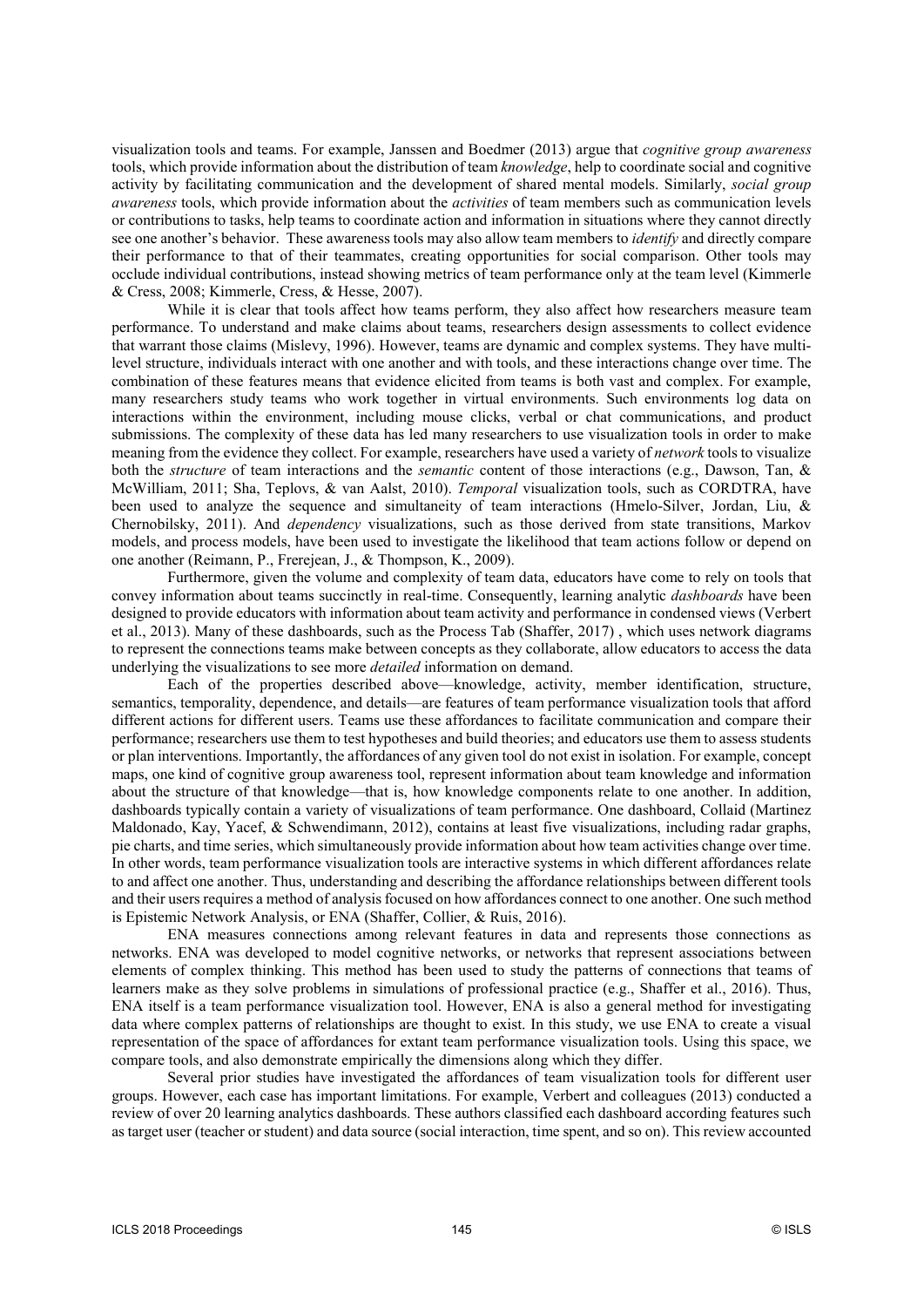visualization tools and teams. For example, Janssen and Boedmer (2013) argue that *cognitive group awareness* tools, which provide information about the distribution of team *knowledge*, help to coordinate social and cognitive activity by facilitating communication and the development of shared mental models. Similarly, *social group awareness* tools, which provide information about the *activities* of team members such as communication levels or contributions to tasks, help teams to coordinate action and information in situations where they cannot directly see one another's behavior. These awareness tools may also allow team members to *identify* and directly compare their performance to that of their teammates, creating opportunities for social comparison. Other tools may occlude individual contributions, instead showing metrics of team performance only at the team level (Kimmerle & Cress, 2008; Kimmerle, Cress, & Hesse, 2007).

While it is clear that tools affect how teams perform, they also affect how researchers measure team performance. To understand and make claims about teams, researchers design assessments to collect evidence that warrant those claims (Mislevy, 1996). However, teams are dynamic and complex systems. They have multi-level structure, individuals interact with one another and with tools, and these interactions change over time. The combination of these features means that evidence elicited from teams is both vast and complex. For example, many researchers study teams who work together in virtual environments. Such environments log data on interactions within the environment, including mouse clicks, verbal or chat communications, and product submissions. The complexity of these data has led many researchers to use visualization tools in order to make meaning from the evidence they collect. For example, researchers have used a variety of *network* tools to visualize both the *structure* of team interactions and the *semantic* content of those interactions (e.g., Dawson, Tan, & McWilliam, 2011; Sha, Teplovs, & van Aalst, 2010). *Temporal* visualization tools, such as CORDTRA, have been used to analyze the sequence and simultaneity of team interactions (Hmelo-Silver, Jordan, Liu, & Chernobilsky, 2011). And *dependency* visualizations, such as those derived from state transitions, Markov models, and process models, have been used to investigate the likelihood that team actions follow or depend on one another (Reimann, P., Frerejean, J., & Thompson, K., 2009).

Furthermore, given the volume and complexity of team data, educators have come to rely on tools that convey information about teams succinctly in real-time. Consequently, learning analytic *dashboards* have been designed to provide educators with information about team activity and performance in condensed views (Verbert et al., 2013). Many of these dashboards, such as the Process Tab (Shaffer, 2017) , which uses network diagrams to represent the connections teams make between concepts as they collaborate, allow educators to access the data underlying the visualizations to see more *detailed* information on demand.

Each of the properties described above—knowledge, activity, member identification, structure, semantics, temporality, dependence, and details—are features of team performance visualization tools that afford different actions for different users. Teams use these affordances to facilitate communication and compare their performance; researchers use them to test hypotheses and build theories; and educators use them to assess students or plan interventions. Importantly, the affordances of any given tool do not exist in isolation. For example, concept maps, one kind of cognitive group awareness tool, represent information about team knowledge and information about the structure of that knowledge—that is, how knowledge components relate to one another. In addition, dashboards typically contain a variety of visualizations of team performance. One dashboard, Collaid (Martinez Maldonado, Kay, Yacef, & Schwendimann, 2012), contains at least five visualizations, including radar graphs, pie charts, and time series, which simultaneously provide information about how team activities change over time. In other words, team performance visualization tools are interactive systems in which different affordances relate to and affect one another. Thus, understanding and describing the affordance relationships between different tools and their users requires a method of analysis focused on how affordances connect to one another. One such method is Epistemic Network Analysis, or ENA (Shaffer, Collier, & Ruis, 2016).

ENA measures connections among relevant features in data and represents those connections as networks. ENA was developed to model cognitive networks, or networks that represent associations between elements of complex thinking. This method has been used to study the patterns of connections that teams of learners make as they solve problems in simulations of professional practice (e.g., Shaffer et al., 2016). Thus, ENA itself is a team performance visualization tool. However, ENA is also a general method for investigating data where complex patterns of relationships are thought to exist. In this study, we use ENA to create a visual representation of the space of affordances for extant team performance visualization tools. Using this space, we compare tools, and also demonstrate empirically the dimensions along which they differ.

Several prior studies have investigated the affordances of team visualization tools for different user groups. However, each case has important limitations. For example, Verbert and colleagues (2013) conducted a review of over 20 learning analytics dashboards. These authors classified each dashboard according features such as target user (teacher or student) and data source (social interaction, time spent, and so on). This review accounted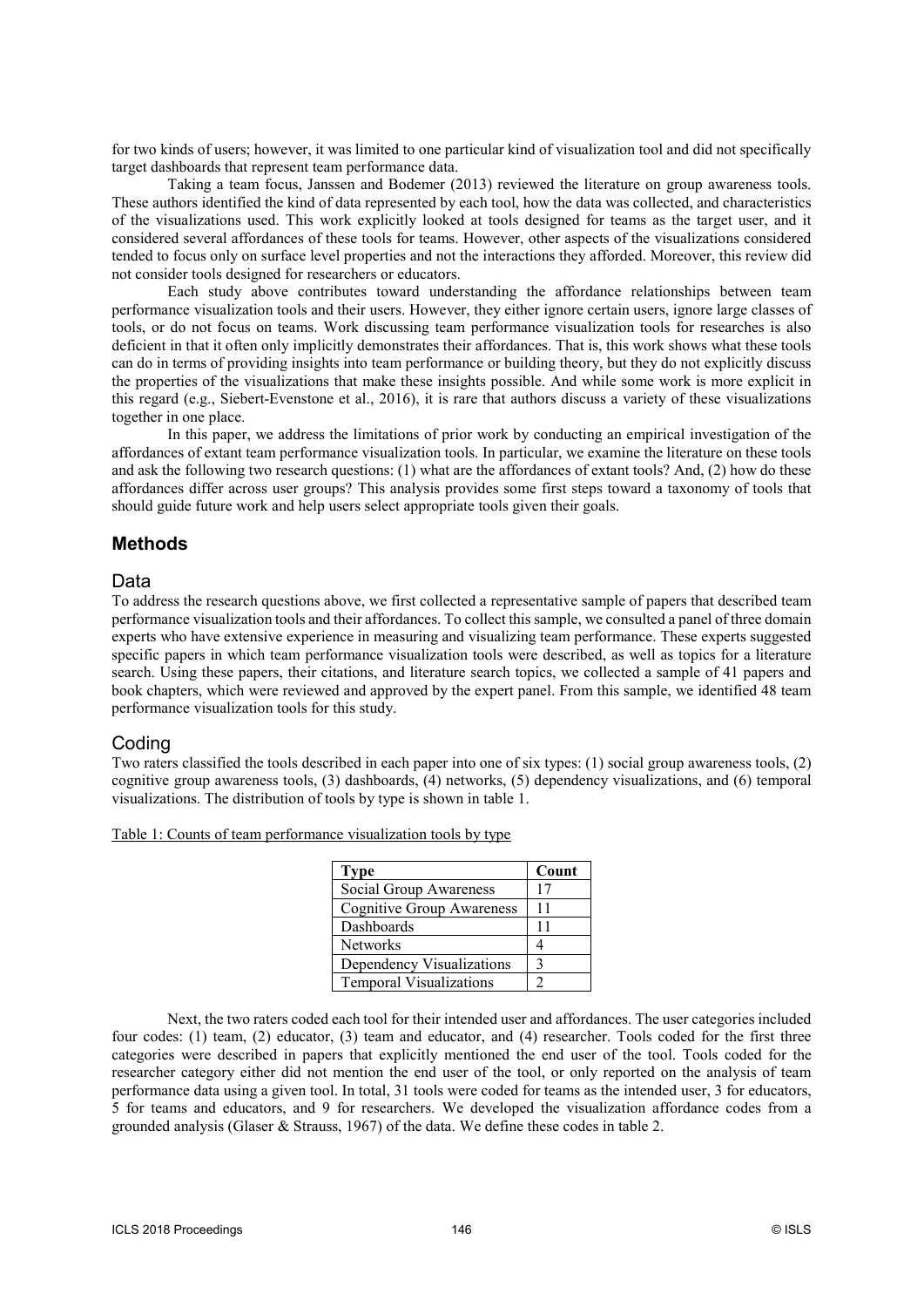for two kinds of users; however, it was limited to one particular kind of visualization tool and did not specifically target dashboards that represent team performance data.

Taking a team focus, Janssen and Bodemer (2013) reviewed the literature on group awareness tools. These authors identified the kind of data represented by each tool, how the data was collected, and characteristics of the visualizations used. This work explicitly looked at tools designed for teams as the target user, and it considered several affordances of these tools for teams. However, other aspects of the visualizations considered tended to focus only on surface level properties and not the interactions they afforded. Moreover, this review did not consider tools designed for researchers or educators.

Each study above contributes toward understanding the affordance relationships between team performance visualization tools and their users. However, they either ignore certain users, ignore large classes of tools, or do not focus on teams. Work discussing team performance visualization tools for researches is also deficient in that it often only implicitly demonstrates their affordances. That is, this work shows what these tools can do in terms of providing insights into team performance or building theory, but they do not explicitly discuss the properties of the visualizations that make these insights possible. And while some work is more explicit in this regard (e.g., Siebert-Evenstone et al., 2016), it is rare that authors discuss a variety of these visualizations together in one place.

In this paper, we address the limitations of prior work by conducting an empirical investigation of the affordances of extant team performance visualization tools. In particular, we examine the literature on these tools and ask the following two research questions: (1) what are the affordances of extant tools? And, (2) how do these affordances differ across user groups? This analysis provides some first steps toward a taxonomy of tools that should guide future work and help users select appropriate tools given their goals.

## Methods

### Data

To address the research questions above, we first collected a representative sample of papers that described team performance visualization tools and their affordances. To collect this sample, we consulted a panel of three domain experts who have extensive experience in measuring and visualizing team performance. These experts suggested specific papers in which team performance visualization tools were described, as well as topics for a literature search. Using these papers, their citations, and literature search topics, we collected a sample of 41 papers and book chapters, which were reviewed and approved by the expert panel. From this sample, we identified 48 team performance visualization tools for this study.

### Coding

Two raters classified the tools described in each paper into one of six types: (1) social group awareness tools, (2) cognitive group awareness tools, (3) dashboards, (4) networks, (5) dependency visualizations, and (6) temporal visualizations. The distribution of tools by type is shown in table 1.

Table 1: Counts of team performance visualization tools by type

| Type | Count |
|---|---|
| Social Group Awareness | 17 |
| Cognitive Group Awareness | 11 |
| Dashboards | 11 |
| Networks | 4 |
| Dependency Visualizations | 3 |
| Temporal Visualizations | 2 |

Next, the two raters coded each tool for their intended user and affordances. The user categories included four codes: (1) team, (2) educator, (3) team and educator, and (4) researcher. Tools coded for the first three categories were described in papers that explicitly mentioned the end user of the tool. Tools coded for the researcher category either did not mention the end user of the tool, or only reported on the analysis of team performance data using a given tool. In total, 31 tools were coded for teams as the intended user, 3 for educators, 5 for teams and educators, and 9 for researchers. We developed the visualization affordance codes from a grounded analysis (Glaser & Strauss, 1967) of the data. We define these codes in table 2.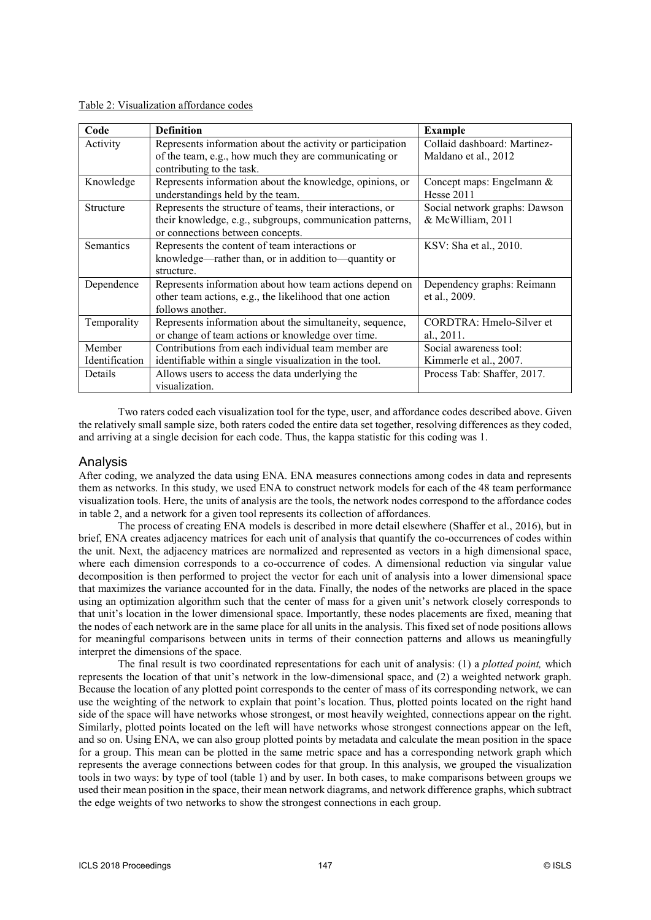Table 2: Visualization affordance codes

| Code | Definition | Example |
|---|---|---|
| Activity | Represents information about the activity or participation of the team, e.g., how much they are communicating or contributing to the task. | Collaid dashboard: Martinez-Maldano et al., 2012 |
| Knowledge | Represents information about the knowledge, opinions, or understandings held by the team. | Concept maps: Engelmann & Hesse 2011 |
| Structure | Represents the structure of teams, their interactions, or their knowledge, e.g., subgroups, communication patterns, or connections between concepts. | Social network graphs: Dawson & McWilliam, 2011 |
| Semantics | Represents the content of team interactions or knowledge—rather than, or in addition to—quantity or structure. | KSV: Sha et al., 2010. |
| Dependence | Represents information about how team actions depend on other team actions, e.g., the likelihood that one action follows another. | Dependency graphs: Reimann et al., 2009. |
| Temporality | Represents information about the simultaneity, sequence, or change of team actions or knowledge over time. | CORDTRA: Hmelo-Silver et al., 2011. |
| Member Identification | Contributions from each individual team member are identifiable within a single visualization in the tool. | Social awareness tool: Kimmerle et al., 2007. |
| Details | Allows users to access the data underlying the visualization. | Process Tab: Shaffer, 2017. |

Two raters coded each visualization tool for the type, user, and affordance codes described above. Given the relatively small sample size, both raters coded the entire data set together, resolving differences as they coded, and arriving at a single decision for each code. Thus, the kappa statistic for this coding was 1.

## Analysis

After coding, we analyzed the data using ENA. ENA measures connections among codes in data and represents them as networks. In this study, we used ENA to construct network models for each of the 48 team performance visualization tools. Here, the units of analysis are the tools, the network nodes correspond to the affordance codes in table 2, and a network for a given tool represents its collection of affordances.

The process of creating ENA models is described in more detail elsewhere (Shaffer et al., 2016), but in brief, ENA creates adjacency matrices for each unit of analysis that quantify the co-occurrences of codes within the unit. Next, the adjacency matrices are normalized and represented as vectors in a high dimensional space, where each dimension corresponds to a co-occurrence of codes. A dimensional reduction via singular value decomposition is then performed to project the vector for each unit of analysis into a lower dimensional space that maximizes the variance accounted for in the data. Finally, the nodes of the networks are placed in the space using an optimization algorithm such that the center of mass for a given unit's network closely corresponds to that unit's location in the lower dimensional space. Importantly, these nodes placements are fixed, meaning that the nodes of each network are in the same place for all units in the analysis. This fixed set of node positions allows for meaningful comparisons between units in terms of their connection patterns and allows us meaningfully interpret the dimensions of the space.

The final result is two coordinated representations for each unit of analysis: (1) a *plotted point,* which represents the location of that unit's network in the low-dimensional space, and (2) a weighted network graph. Because the location of any plotted point corresponds to the center of mass of its corresponding network, we can use the weighting of the network to explain that point's location. Thus, plotted points located on the right hand side of the space will have networks whose strongest, or most heavily weighted, connections appear on the right. Similarly, plotted points located on the left will have networks whose strongest connections appear on the left, and so on. Using ENA, we can also group plotted points by metadata and calculate the mean position in the space for a group. This mean can be plotted in the same metric space and has a corresponding network graph which represents the average connections between codes for that group. In this analysis, we grouped the visualization tools in two ways: by type of tool (table 1) and by user. In both cases, to make comparisons between groups we used their mean position in the space, their mean network diagrams, and network difference graphs, which subtract the edge weights of two networks to show the strongest connections in each group.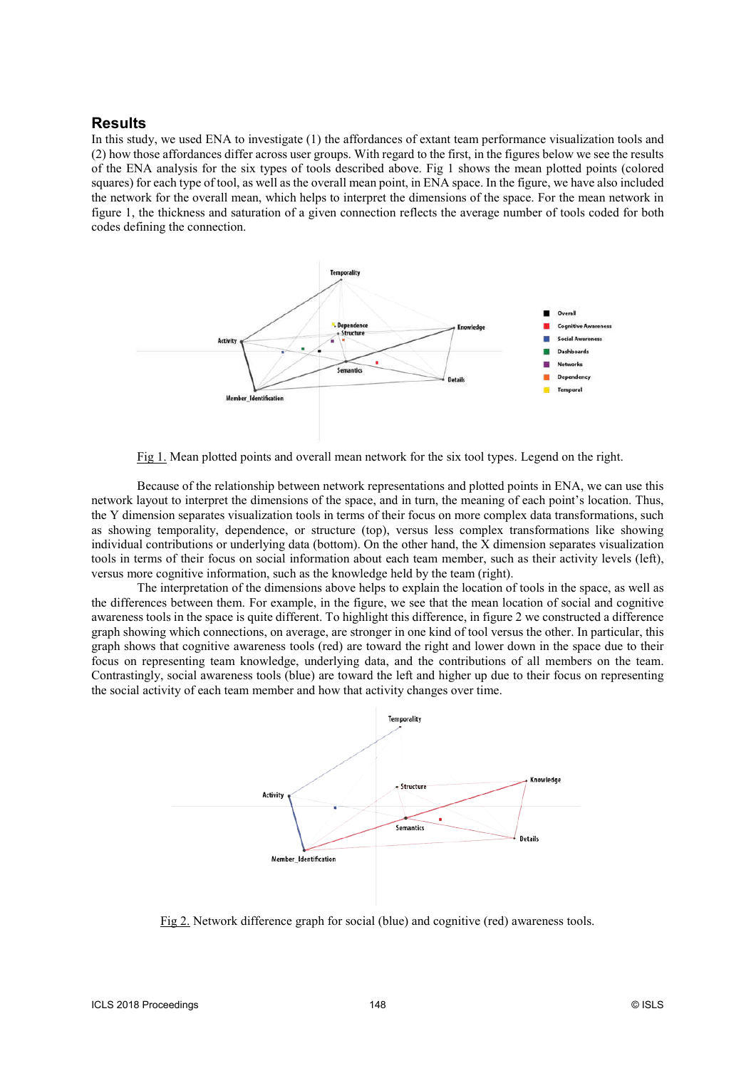## Results

In this study, we used ENA to investigate (1) the affordances of extant team performance visualization tools and (2) how those affordances differ across user groups. With regard to the first, in the figures below we see the results of the ENA analysis for the six types of tools described above. Fig 1 shows the mean plotted points (colored squares) for each type of tool, as well as the overall mean point, in ENA space. In the figure, we have also included the network for the overall mean, which helps to interpret the dimensions of the space. For the mean network in figure 1, the thickness and saturation of a given connection reflects the average number of tools coded for both codes defining the connection.

Fig 1. Mean plotted points and overall mean network for the six tool types. Legend on the right.

Because of the relationship between network representations and plotted points in ENA, we can use this network layout to interpret the dimensions of the space, and in turn, the meaning of each point's location. Thus, the Y dimension separates visualization tools in terms of their focus on more complex data transformations, such as showing temporality, dependence, or structure (top), versus less complex transformations like showing individual contributions or underlying data (bottom). On the other hand, the X dimension separates visualization tools in terms of their focus on social information about each team member, such as their activity levels (left), versus more cognitive information, such as the knowledge held by the team (right).

The interpretation of the dimensions above helps to explain the location of tools in the space, as well as the differences between them. For example, in the figure, we see that the mean location of social and cognitive awareness tools in the space is quite different. To highlight this difference, in figure 2 we constructed a difference graph showing which connections, on average, are stronger in one kind of tool versus the other. In particular, this graph shows that cognitive awareness tools (red) are toward the right and lower down in the space due to their focus on representing team knowledge, underlying data, and the contributions of all members on the team. Contrastingly, social awareness tools (blue) are toward the left and higher up due to their focus on representing the social activity of each team member and how that activity changes over time.

Fig 2. Network difference graph for social (blue) and cognitive (red) awareness tools.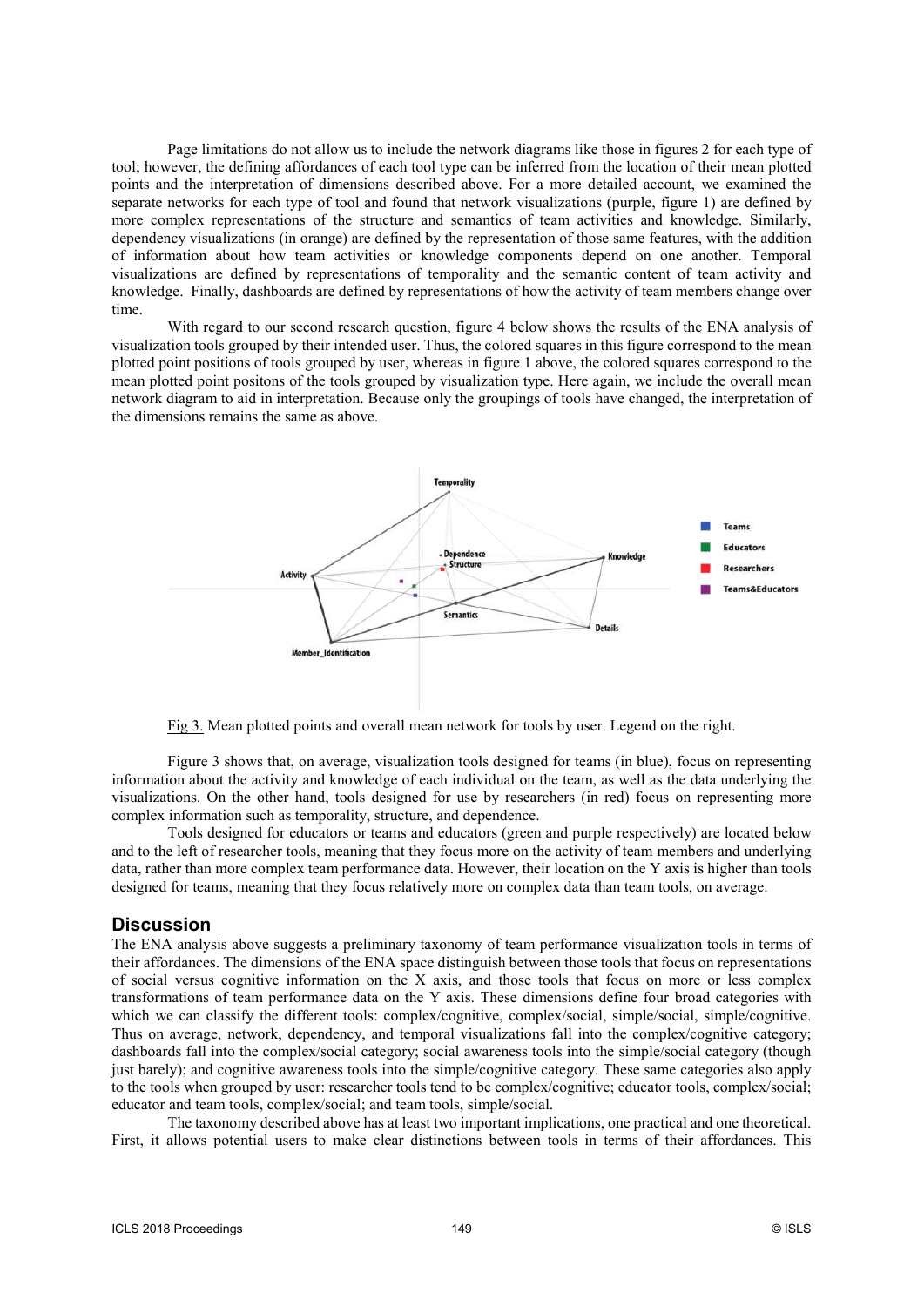Page limitations do not allow us to include the network diagrams like those in figures 2 for each type of tool; however, the defining affordances of each tool type can be inferred from the location of their mean plotted points and the interpretation of dimensions described above. For a more detailed account, we examined the separate networks for each type of tool and found that network visualizations (purple, figure 1) are defined by more complex representations of the structure and semantics of team activities and knowledge. Similarly, dependency visualizations (in orange) are defined by the representation of those same features, with the addition of information about how team activities or knowledge components depend on one another. Temporal visualizations are defined by representations of temporality and the semantic content of team activity and knowledge. Finally, dashboards are defined by representations of how the activity of team members change over time.

With regard to our second research question, figure 4 below shows the results of the ENA analysis of visualization tools grouped by their intended user. Thus, the colored squares in this figure correspond to the mean plotted point positions of tools grouped by user, whereas in figure 1 above, the colored squares correspond to the mean plotted point positons of the tools grouped by visualization type. Here again, we include the overall mean network diagram to aid in interpretation. Because only the groupings of tools have changed, the interpretation of the dimensions remains the same as above.

Fig 3. Mean plotted points and overall mean network for tools by user. Legend on the right.

Figure 3 shows that, on average, visualization tools designed for teams (in blue), focus on representing information about the activity and knowledge of each individual on the team, as well as the data underlying the visualizations. On the other hand, tools designed for use by researchers (in red) focus on representing more complex information such as temporality, structure, and dependence.

Tools designed for educators or teams and educators (green and purple respectively) are located below and to the left of researcher tools, meaning that they focus more on the activity of team members and underlying data, rather than more complex team performance data. However, their location on the Y axis is higher than tools designed for teams, meaning that they focus relatively more on complex data than team tools, on average.

## Discussion

The ENA analysis above suggests a preliminary taxonomy of team performance visualization tools in terms of their affordances. The dimensions of the ENA space distinguish between those tools that focus on representations of social versus cognitive information on the X axis, and those tools that focus on more or less complex transformations of team performance data on the Y axis. These dimensions define four broad categories with which we can classify the different tools: complex/cognitive, complex/social, simple/social, simple/cognitive. Thus on average, network, dependency, and temporal visualizations fall into the complex/cognitive category; dashboards fall into the complex/social category; social awareness tools into the simple/social category (though just barely); and cognitive awareness tools into the simple/cognitive category. These same categories also apply to the tools when grouped by user: researcher tools tend to be complex/cognitive; educator tools, complex/social; educator and team tools, complex/social; and team tools, simple/social.

The taxonomy described above has at least two important implications, one practical and one theoretical. First, it allows potential users to make clear distinctions between tools in terms of their affordances. This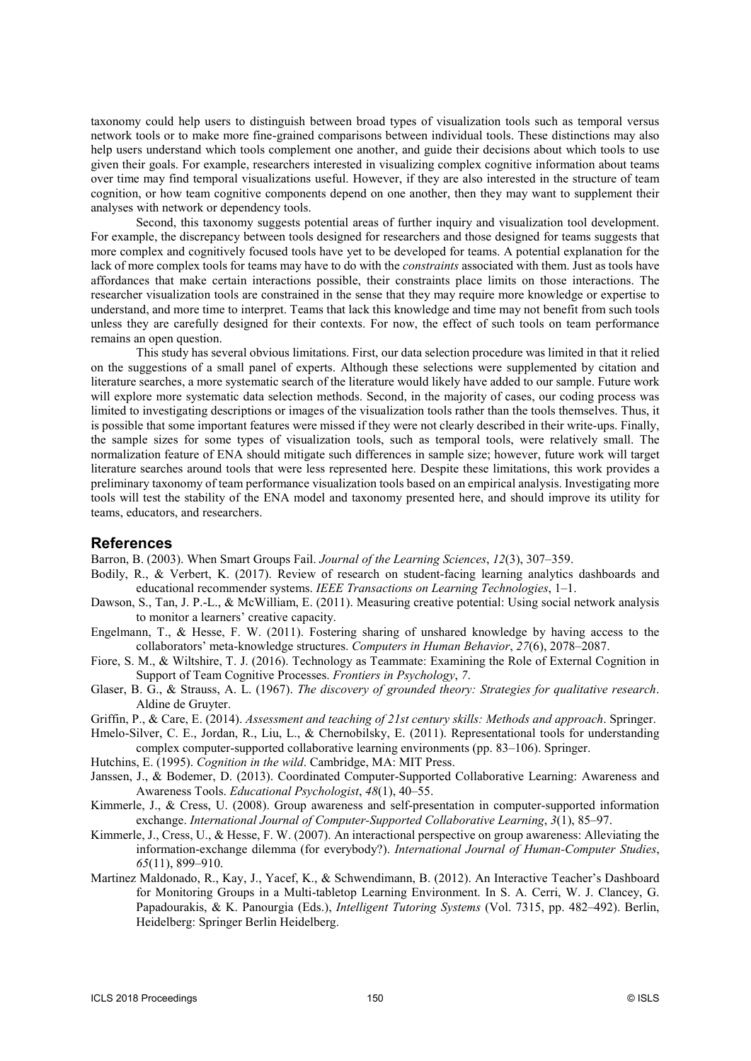taxonomy could help users to distinguish between broad types of visualization tools such as temporal versus network tools or to make more fine-grained comparisons between individual tools. These distinctions may also help users understand which tools complement one another, and guide their decisions about which tools to use given their goals. For example, researchers interested in visualizing complex cognitive information about teams over time may find temporal visualizations useful. However, if they are also interested in the structure of team cognition, or how team cognitive components depend on one another, then they may want to supplement their analyses with network or dependency tools.

Second, this taxonomy suggests potential areas of further inquiry and visualization tool development. For example, the discrepancy between tools designed for researchers and those designed for teams suggests that more complex and cognitively focused tools have yet to be developed for teams. A potential explanation for the lack of more complex tools for teams may have to do with the *constraints* associated with them. Just as tools have affordances that make certain interactions possible, their constraints place limits on those interactions. The researcher visualization tools are constrained in the sense that they may require more knowledge or expertise to understand, and more time to interpret. Teams that lack this knowledge and time may not benefit from such tools unless they are carefully designed for their contexts. For now, the effect of such tools on team performance remains an open question.

This study has several obvious limitations. First, our data selection procedure was limited in that it relied on the suggestions of a small panel of experts. Although these selections were supplemented by citation and literature searches, a more systematic search of the literature would likely have added to our sample. Future work will explore more systematic data selection methods. Second, in the majority of cases, our coding process was limited to investigating descriptions or images of the visualization tools rather than the tools themselves. Thus, it is possible that some important features were missed if they were not clearly described in their write-ups. Finally, the sample sizes for some types of visualization tools, such as temporal tools, were relatively small. The normalization feature of ENA should mitigate such differences in sample size; however, future work will target literature searches around tools that were less represented here. Despite these limitations, this work provides a preliminary taxonomy of team performance visualization tools based on an empirical analysis. Investigating more tools will test the stability of the ENA model and taxonomy presented here, and should improve its utility for teams, educators, and researchers.

## References

Barron, B. (2003). When Smart Groups Fail. *Journal of the Learning Sciences*, *12*(3), 307–359.

Bodily, R., & Verbert, K. (2017). Review of research on student-facing learning analytics dashboards and educational recommender systems. *IEEE Transactions on Learning Technologies*, 1–1.

Dawson, S., Tan, J. P.-L., & McWilliam, E. (2011). Measuring creative potential: Using social network analysis to monitor a learners' creative capacity.

Engelmann, T., & Hesse, F. W. (2011). Fostering sharing of unshared knowledge by having access to the collaborators' meta-knowledge structures. *Computers in Human Behavior*, *27*(6), 2078–2087.

Fiore, S. M., & Wiltshire, T. J. (2016). Technology as Teammate: Examining the Role of External Cognition in Support of Team Cognitive Processes. *Frontiers in Psychology*, *7*.

Glaser, B. G., & Strauss, A. L. (1967). *The discovery of grounded theory: Strategies for qualitative research*. Aldine de Gruyter.

Griffin, P., & Care, E. (2014). *Assessment and teaching of 21st century skills: Methods and approach*. Springer.

Hmelo-Silver, C. E., Jordan, R., Liu, L., & Chernobilsky, E. (2011). Representational tools for understanding complex computer-supported collaborative learning environments (pp. 83–106). Springer.

Hutchins, E. (1995). *Cognition in the wild*. Cambridge, MA: MIT Press.

Janssen, J., & Bodemer, D. (2013). Coordinated Computer-Supported Collaborative Learning: Awareness and Awareness Tools. *Educational Psychologist*, *48*(1), 40–55.

Kimmerle, J., & Cress, U. (2008). Group awareness and self-presentation in computer-supported information exchange. *International Journal of Computer-Supported Collaborative Learning*, *3*(1), 85–97.

Kimmerle, J., Cress, U., & Hesse, F. W. (2007). An interactional perspective on group awareness: Alleviating the information-exchange dilemma (for everybody?). *International Journal of Human-Computer Studies*, *65*(11), 899–910.

Martinez Maldonado, R., Kay, J., Yacef, K., & Schwendimann, B. (2012). An Interactive Teacher's Dashboard for Monitoring Groups in a Multi-tabletop Learning Environment. In S. A. Cerri, W. J. Clancey, G. Papadourakis, & K. Panourgia (Eds.), *Intelligent Tutoring Systems* (Vol. 7315, pp. 482–492). Berlin, Heidelberg: Springer Berlin Heidelberg.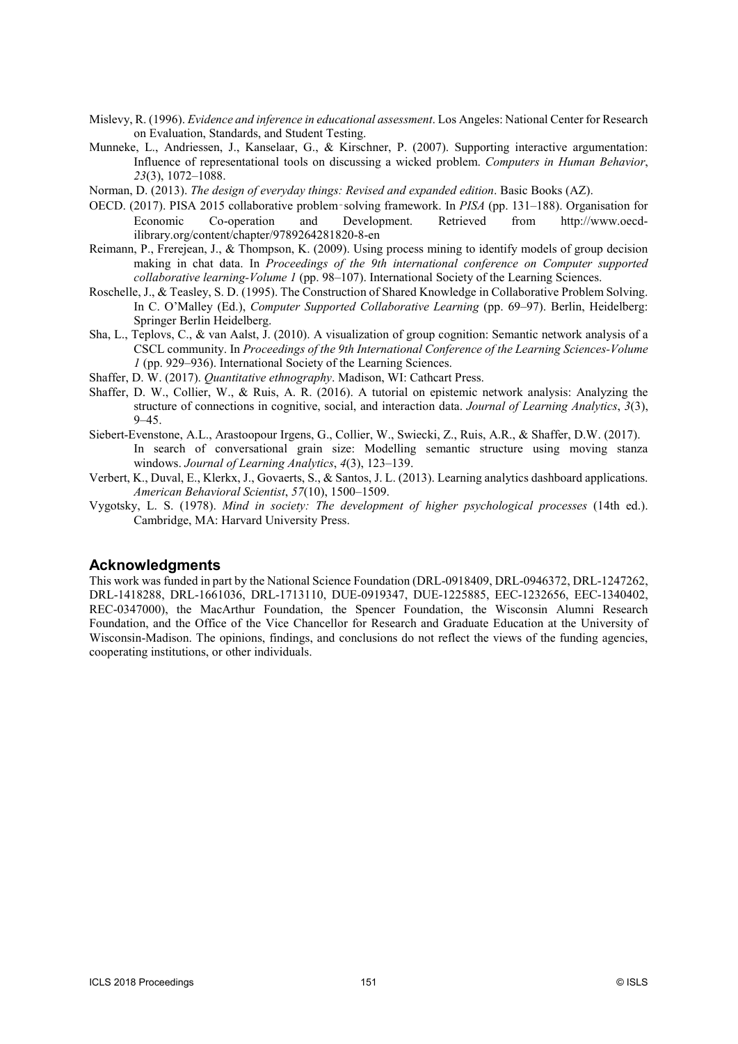Mislevy, R. (1996). *Evidence and inference in educational assessment*. Los Angeles: National Center for Research on Evaluation, Standards, and Student Testing.

Munneke, L., Andriessen, J., Kanselaar, G., & Kirschner, P. (2007). Supporting interactive argumentation: Influence of representational tools on discussing a wicked problem. *Computers in Human Behavior*, *23*(3), 1072–1088.

Norman, D. (2013). *The design of everyday things: Revised and expanded edition*. Basic Books (AZ).

OECD. (2017). PISA 2015 collaborative problem‑solving framework. In *PISA* (pp. 131–188). Organisation for Economic Co-operation and Development. Retrieved from http://www.oecd-ilibrary.org/content/chapter/9789264281820-8-en

Reimann, P., Frerejean, J., & Thompson, K. (2009). Using process mining to identify models of group decision making in chat data. In *Proceedings of the 9th international conference on Computer supported collaborative learning-Volume 1* (pp. 98–107). International Society of the Learning Sciences.

Roschelle, J., & Teasley, S. D. (1995). The Construction of Shared Knowledge in Collaborative Problem Solving. In C. O'Malley (Ed.), *Computer Supported Collaborative Learning* (pp. 69–97). Berlin, Heidelberg: Springer Berlin Heidelberg.

Sha, L., Teplovs, C., & van Aalst, J. (2010). A visualization of group cognition: Semantic network analysis of a CSCL community. In *Proceedings of the 9th International Conference of the Learning Sciences-Volume 1* (pp. 929–936). International Society of the Learning Sciences.

Shaffer, D. W. (2017). *Quantitative ethnography*. Madison, WI: Cathcart Press.

Shaffer, D. W., Collier, W., & Ruis, A. R. (2016). A tutorial on epistemic network analysis: Analyzing the structure of connections in cognitive, social, and interaction data. *Journal of Learning Analytics*, *3*(3), 9–45.

Siebert-Evenstone, A.L., Arastoopour Irgens, G., Collier, W., Swiecki, Z., Ruis, A.R., & Shaffer, D.W. (2017). In search of conversational grain size: Modelling semantic structure using moving stanza windows. *Journal of Learning Analytics*, *4*(3), 123–139.

Verbert, K., Duval, E., Klerkx, J., Govaerts, S., & Santos, J. L. (2013). Learning analytics dashboard applications. *American Behavioral Scientist*, *57*(10), 1500–1509.

Vygotsky, L. S. (1978). *Mind in society: The development of higher psychological processes* (14th ed.). Cambridge, MA: Harvard University Press.

## Acknowledgments

This work was funded in part by the National Science Foundation (DRL-0918409, DRL-0946372, DRL-1247262, DRL-1418288, DRL-1661036, DRL-1713110, DUE-0919347, DUE-1225885, EEC-1232656, EEC-1340402, REC-0347000), the MacArthur Foundation, the Spencer Foundation, the Wisconsin Alumni Research Foundation, and the Office of the Vice Chancellor for Research and Graduate Education at the University of Wisconsin-Madison. The opinions, findings, and conclusions do not reflect the views of the funding agencies, cooperating institutions, or other individuals.